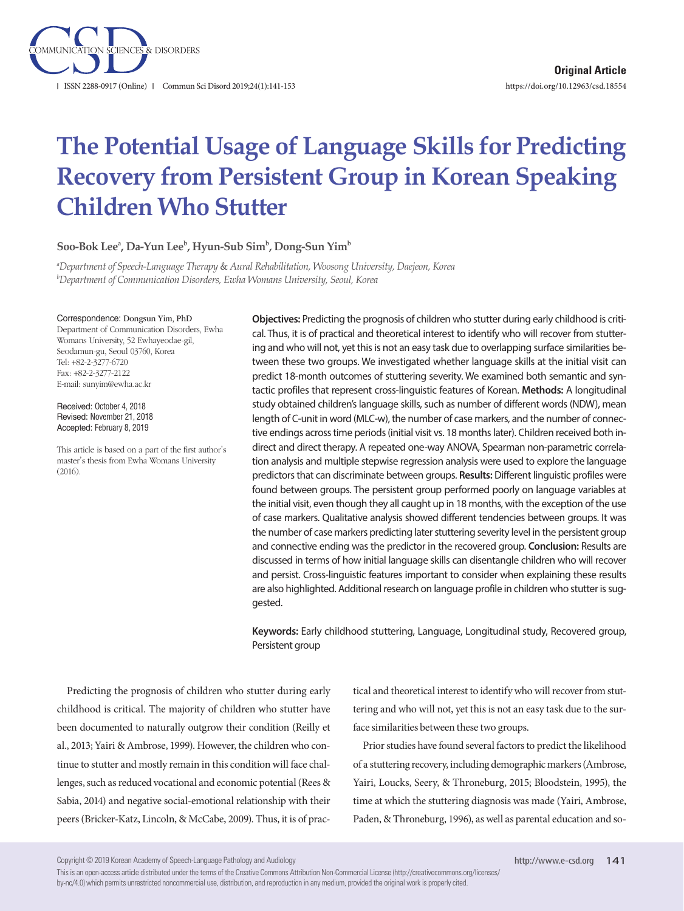Original Article

# The Potential Usage of Language Skills for Predicting Recovery from Persistent Group in Korean Speaking Children Who Stutter

**Soo-Bok Lee[a], Da-Yun Lee[b], Hyun-Sub Sim[b], Dong-Sun Yim[b]**

[a]*Department of Speech-Language Therapy & Aural Rehabilitation, Woosong University, Daejeon, Korea*
[b]*Department of Communication Disorders, Ewha Womans University, Seoul, Korea*

Correspondence: Dongsun Yim, PhD
Department of Communication Disorders, Ewha Womans University, 52 Ewhayeodae-gil, Seodamun-gu, Seoul 03760, Korea
Tel: +82-2-3277-6720
Fax: +82-2-3277-2122
E-mail: sunyim@ewha.ac.kr

Received: October 4, 2018
Revised: November 21, 2018
Accepted: February 8, 2019

This article is based on a part of the first author's master's thesis from Ewha Womans University (2016).

**Objectives:** Predicting the prognosis of children who stutter during early childhood is critical. Thus, it is of practical and theoretical interest to identify who will recover from stuttering and who will not, yet this is not an easy task due to overlapping surface similarities between these two groups. We investigated whether language skills at the initial visit can predict 18-month outcomes of stuttering severity. We examined both semantic and syntactic profiles that represent cross-linguistic features of Korean. **Methods:** A longitudinal study obtained children's language skills, such as number of different words (NDW), mean length of C-unit in word (MLC-w), the number of case markers, and the number of connective endings across time periods (initial visit vs. 18 months later). Children received both indirect and direct therapy. A repeated one-way ANOVA, Spearman non-parametric correlation analysis and multiple stepwise regression analysis were used to explore the language predictors that can discriminate between groups. **Results:** Different linguistic profiles were found between groups. The persistent group performed poorly on language variables at the initial visit, even though they all caught up in 18 months, with the exception of the use of case markers. Qualitative analysis showed different tendencies between groups. It was the number of case markers predicting later stuttering severity level in the persistent group and connective ending was the predictor in the recovered group. **Conclusion:** Results are discussed in terms of how initial language skills can disentangle children who will recover and persist. Cross-linguistic features important to consider when explaining these results are also highlighted. Additional research on language profile in children who stutter is suggested.

**Keywords:** Early childhood stuttering, Language, Longitudinal study, Recovered group, Persistent group

Predicting the prognosis of children who stutter during early childhood is critical. The majority of children who stutter have been documented to naturally outgrow their condition (Reilly et al., 2013; Yairi & Ambrose, 1999). However, the children who continue to stutter and mostly remain in this condition will face challenges, such as reduced vocational and economic potential (Rees & Sabia, 2014) and negative social-emotional relationship with their peers (Bricker-Katz, Lincoln, & McCabe, 2009). Thus, it is of practical and theoretical interest to identify who will recover from stuttering and who will not, yet this is not an easy task due to the surface similarities between these two groups.

Prior studies have found several factors to predict the likelihood of a stuttering recovery, including demographic markers (Ambrose, Yairi, Loucks, Seery, & Throneburg, 2015; Bloodstein, 1995), the time at which the stuttering diagnosis was made (Yairi, Ambrose, Paden, & Throneburg, 1996), as well as parental education and so-

Copyright © 2019 Korean Academy of Speech-Language Pathology and Audiology
This is an open-access article distributed under the terms of the Creative Commons Attribution Non-Commercial License (http://creativecommons.org/licenses/by-nc/4.0) which permits unrestricted noncommercial use, distribution, and reproduction in any medium, provided the original work is properly cited.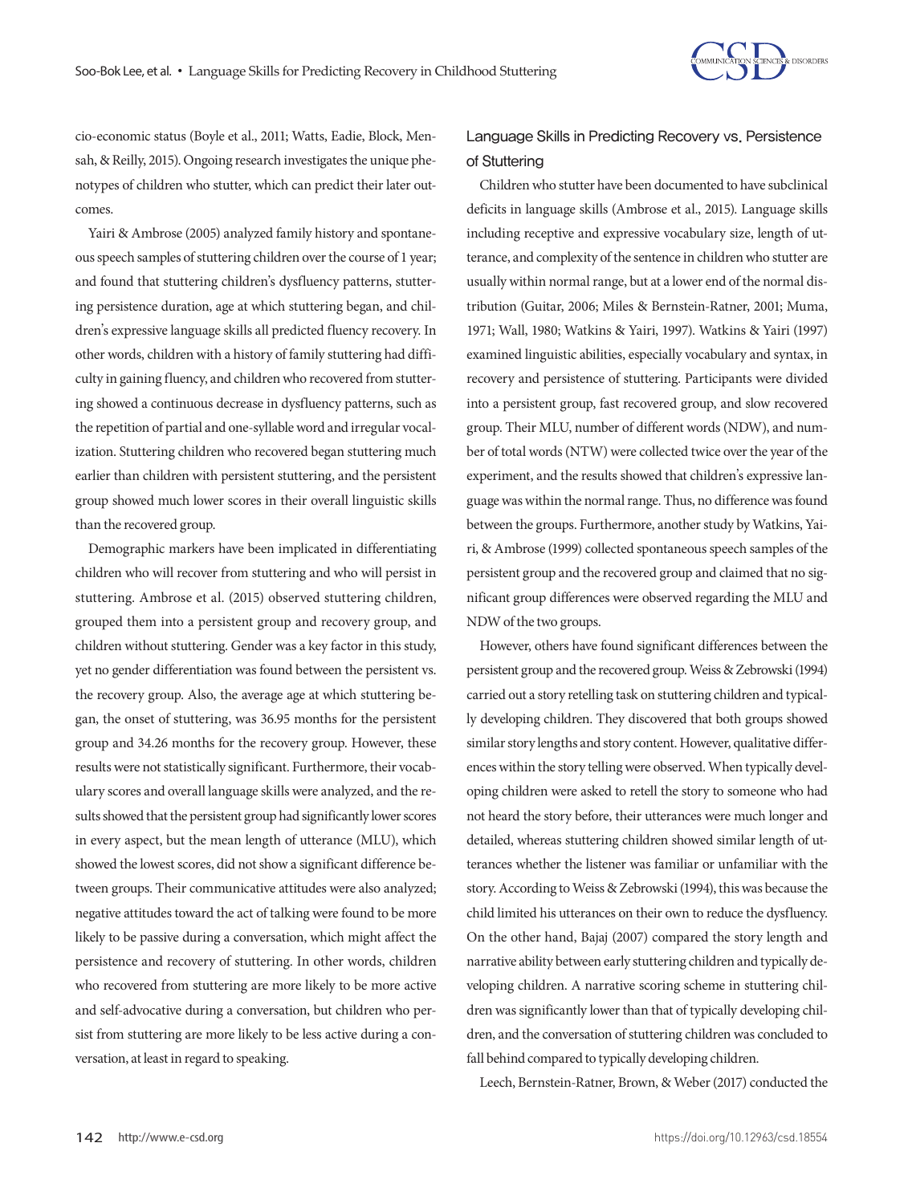cio-economic status (Boyle et al., 2011; Watts, Eadie, Block, Mensah, & Reilly, 2015). Ongoing research investigates the unique phenotypes of children who stutter, which can predict their later outcomes.

Yairi & Ambrose (2005) analyzed family history and spontaneous speech samples of stuttering children over the course of 1 year; and found that stuttering children's dysfluency patterns, stuttering persistence duration, age at which stuttering began, and children's expressive language skills all predicted fluency recovery. In other words, children with a history of family stuttering had difficulty in gaining fluency, and children who recovered from stuttering showed a continuous decrease in dysfluency patterns, such as the repetition of partial and one-syllable word and irregular vocalization. Stuttering children who recovered began stuttering much earlier than children with persistent stuttering, and the persistent group showed much lower scores in their overall linguistic skills than the recovered group.

Demographic markers have been implicated in differentiating children who will recover from stuttering and who will persist in stuttering. Ambrose et al. (2015) observed stuttering children, grouped them into a persistent group and recovery group, and children without stuttering. Gender was a key factor in this study, yet no gender differentiation was found between the persistent vs. the recovery group. Also, the average age at which stuttering began, the onset of stuttering, was 36.95 months for the persistent group and 34.26 months for the recovery group. However, these results were not statistically significant. Furthermore, their vocabulary scores and overall language skills were analyzed, and the results showed that the persistent group had significantly lower scores in every aspect, but the mean length of utterance (MLU), which showed the lowest scores, did not show a significant difference between groups. Their communicative attitudes were also analyzed; negative attitudes toward the act of talking were found to be more likely to be passive during a conversation, which might affect the persistence and recovery of stuttering. In other words, children who recovered from stuttering are more likely to be more active and self-advocative during a conversation, but children who persist from stuttering are more likely to be less active during a conversation, at least in regard to speaking.

### Language Skills in Predicting Recovery vs. Persistence of Stuttering

Children who stutter have been documented to have subclinical deficits in language skills (Ambrose et al., 2015). Language skills including receptive and expressive vocabulary size, length of utterance, and complexity of the sentence in children who stutter are usually within normal range, but at a lower end of the normal distribution (Guitar, 2006; Miles & Bernstein-Ratner, 2001; Muma, 1971; Wall, 1980; Watkins & Yairi, 1997). Watkins & Yairi (1997) examined linguistic abilities, especially vocabulary and syntax, in recovery and persistence of stuttering. Participants were divided into a persistent group, fast recovered group, and slow recovered group. Their MLU, number of different words (NDW), and number of total words (NTW) were collected twice over the year of the experiment, and the results showed that children's expressive language was within the normal range. Thus, no difference was found between the groups. Furthermore, another study by Watkins, Yairi, & Ambrose (1999) collected spontaneous speech samples of the persistent group and the recovered group and claimed that no significant group differences were observed regarding the MLU and NDW of the two groups.

However, others have found significant differences between the persistent group and the recovered group. Weiss & Zebrowski (1994) carried out a story retelling task on stuttering children and typically developing children. They discovered that both groups showed similar story lengths and story content. However, qualitative differences within the story telling were observed. When typically developing children were asked to retell the story to someone who had not heard the story before, their utterances were much longer and detailed, whereas stuttering children showed similar length of utterances whether the listener was familiar or unfamiliar with the story. According to Weiss & Zebrowski (1994), this was because the child limited his utterances on their own to reduce the dysfluency. On the other hand, Bajaj (2007) compared the story length and narrative ability between early stuttering children and typically developing children. A narrative scoring scheme in stuttering children was significantly lower than that of typically developing children, and the conversation of stuttering children was concluded to fall behind compared to typically developing children.

Leech, Bernstein-Ratner, Brown, & Weber (2017) conducted the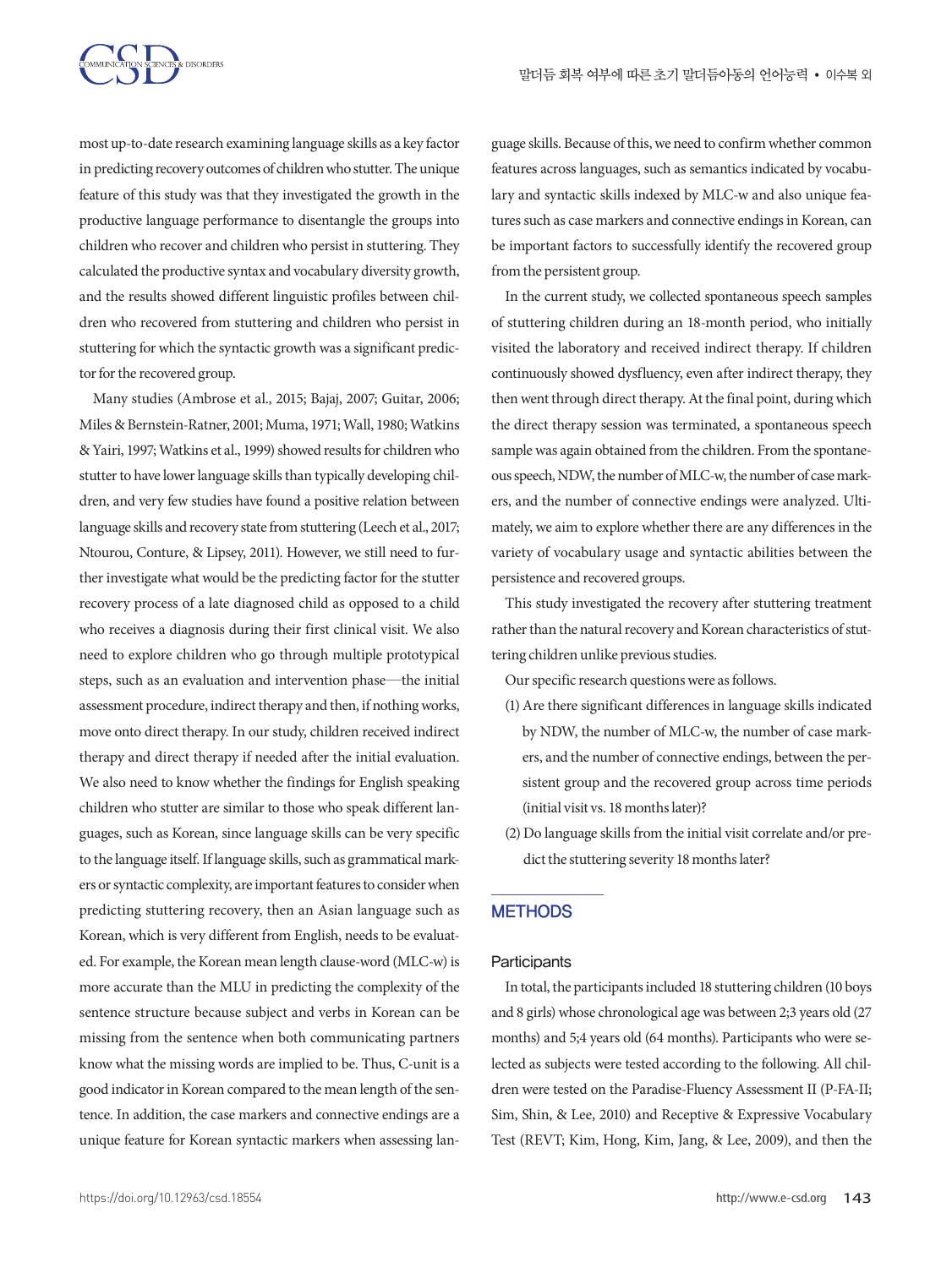most up-to-date research examining language skills as a key factor in predicting recovery outcomes of children who stutter. The unique feature of this study was that they investigated the growth in the productive language performance to disentangle the groups into children who recover and children who persist in stuttering. They calculated the productive syntax and vocabulary diversity growth, and the results showed different linguistic profiles between children who recovered from stuttering and children who persist in stuttering for which the syntactic growth was a significant predictor for the recovered group.

Many studies (Ambrose et al., 2015; Bajaj, 2007; Guitar, 2006; Miles & Bernstein-Ratner, 2001; Muma, 1971; Wall, 1980; Watkins & Yairi, 1997; Watkins et al., 1999) showed results for children who stutter to have lower language skills than typically developing children, and very few studies have found a positive relation between language skills and recovery state from stuttering (Leech et al., 2017; Ntourou, Conture, & Lipsey, 2011). However, we still need to further investigate what would be the predicting factor for the stutter recovery process of a late diagnosed child as opposed to a child who receives a diagnosis during their first clinical visit. We also need to explore children who go through multiple prototypical steps, such as an evaluation and intervention phase—the initial assessment procedure, indirect therapy and then, if nothing works, move onto direct therapy. In our study, children received indirect therapy and direct therapy if needed after the initial evaluation. We also need to know whether the findings for English speaking children who stutter are similar to those who speak different languages, such as Korean, since language skills can be very specific to the language itself. If language skills, such as grammatical markers or syntactic complexity, are important features to consider when predicting stuttering recovery, then an Asian language such as Korean, which is very different from English, needs to be evaluated. For example, the Korean mean length clause-word (MLC-w) is more accurate than the MLU in predicting the complexity of the sentence structure because subject and verbs in Korean can be missing from the sentence when both communicating partners know what the missing words are implied to be. Thus, C-unit is a good indicator in Korean compared to the mean length of the sentence. In addition, the case markers and connective endings are a unique feature for Korean syntactic markers when assessing language skills. Because of this, we need to confirm whether common features across languages, such as semantics indicated by vocabulary and syntactic skills indexed by MLC-w and also unique features such as case markers and connective endings in Korean, can be important factors to successfully identify the recovered group from the persistent group.

In the current study, we collected spontaneous speech samples of stuttering children during an 18-month period, who initially visited the laboratory and received indirect therapy. If children continuously showed dysfluency, even after indirect therapy, they then went through direct therapy. At the final point, during which the direct therapy session was terminated, a spontaneous speech sample was again obtained from the children. From the spontaneous speech, NDW, the number of MLC-w, the number of case markers, and the number of connective endings were analyzed. Ultimately, we aim to explore whether there are any differences in the variety of vocabulary usage and syntactic abilities between the persistence and recovered groups.

This study investigated the recovery after stuttering treatment rather than the natural recovery and Korean characteristics of stuttering children unlike previous studies.

Our specific research questions were as follows.

(1) Are there significant differences in language skills indicated by NDW, the number of MLC-w, the number of case markers, and the number of connective endings, between the persistent group and the recovered group across time periods (initial visit vs. 18 months later)?

(2) Do language skills from the initial visit correlate and/or predict the stuttering severity 18 months later?

## METHODS

### Participants

In total, the participants included 18 stuttering children (10 boys and 8 girls) whose chronological age was between 2;3 years old (27 months) and 5;4 years old (64 months). Participants who were selected as subjects were tested according to the following. All children were tested on the Paradise-Fluency Assessment II (P-FA-II; Sim, Shin, & Lee, 2010) and Receptive & Expressive Vocabulary Test (REVT; Kim, Hong, Kim, Jang, & Lee, 2009), and then the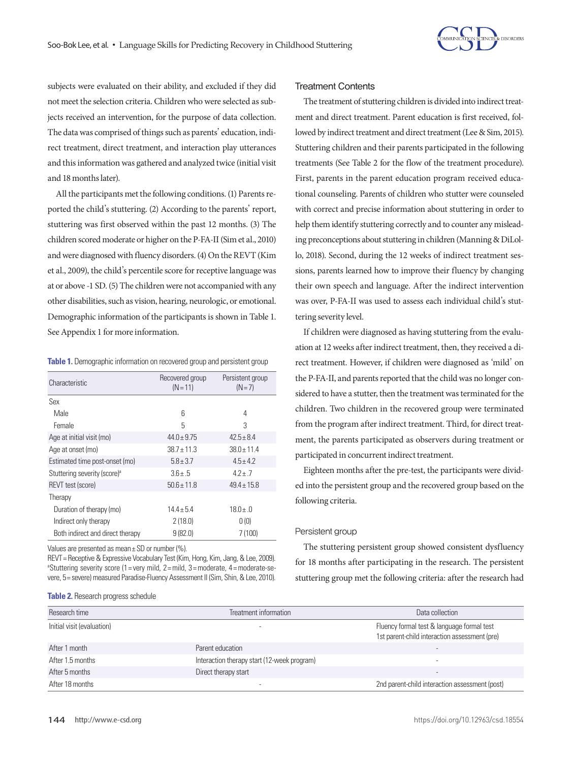subjects were evaluated on their ability, and excluded if they did not meet the selection criteria. Children who were selected as subjects received an intervention, for the purpose of data collection. The data was comprised of things such as parents' education, indirect treatment, direct treatment, and interaction play utterances and this information was gathered and analyzed twice (initial visit and 18 months later).

All the participants met the following conditions. (1) Parents reported the child's stuttering. (2) According to the parents' report, stuttering was first observed within the past 12 months. (3) The children scored moderate or higher on the P-FA-II (Sim et al., 2010) and were diagnosed with fluency disorders. (4) On the REVT (Kim et al., 2009), the child's percentile score for receptive language was at or above -1 SD. (5) The children were not accompanied with any other disabilities, such as vision, hearing, neurologic, or emotional. Demographic information of the participants is shown in Table 1. See Appendix 1 for more information.

**Table 1.** Demographic information on recovered group and persistent group

| Characteristic | Recovered group (N=11) | Persistent group (N=7) |
|---|---|---|
| Sex | | |
| Male | 6 | 4 |
| Female | 5 | 3 |
| Age at initial visit (mo) | 44.0±9.75 | 42.5±8.4 |
| Age at onset (mo) | 38.7±11.3 | 38.0±11.4 |
| Estimated time post-onset (mo) | 5.8±3.7 | 4.5±4.2 |
| Stuttering severity (score)[a] | 3.6±.5 | 4.2±.7 |
| REVT test (score) | 50.6±11.8 | 49.4±15.8 |
| Therapy | | |
| Duration of therapy (mo) | 14.4±5.4 | 18.0±.0 |
| Indirect only therapy | 2 (18.0) | 0 (0) |
| Both indirect and direct therapy | 9 (82.0) | 7 (100) |

Values are presented as mean±SD or number (%).
REVT=Receptive & Expressive Vocabulary Test (Kim, Hong, Kim, Jang, & Lee, 2009).
[a]Stuttering severity score (1=very mild, 2=mild, 3=moderate, 4=moderate-severe, 5=severe) measured Paradise-Fluency Assessment II (Sim, Shin, & Lee, 2010).

**Table 2.** Research progress schedule

| Research time | Treatment information | Data collection |
|---|---|---|
| Initial visit (evaluation) | - | Fluency formal test & language formal test<br>1st parent-child interaction assessment (pre) |
| After 1 month | Parent education | - |
| After 1.5 months | Interaction therapy start (12-week program) | - |
| After 5 months | Direct therapy start | - |
| After 18 months | - | 2nd parent-child interaction assessment (post) |

### Treatment Contents

The treatment of stuttering children is divided into indirect treatment and direct treatment. Parent education is first received, followed by indirect treatment and direct treatment (Lee & Sim, 2015). Stuttering children and their parents participated in the following treatments (See Table 2 for the flow of the treatment procedure). First, parents in the parent education program received educational counseling. Parents of children who stutter were counseled with correct and precise information about stuttering in order to help them identify stuttering correctly and to counter any misleading preconceptions about stuttering in children (Manning & DiLollo, 2018). Second, during the 12 weeks of indirect treatment sessions, parents learned how to improve their fluency by changing their own speech and language. After the indirect intervention was over, P-FA-II was used to assess each individual child's stuttering severity level.

If children were diagnosed as having stuttering from the evaluation at 12 weeks after indirect treatment, then, they received a direct treatment. However, if children were diagnosed as 'mild' on the P-FA-II, and parents reported that the child was no longer considered to have a stutter, then the treatment was terminated for the children. Two children in the recovered group were terminated from the program after indirect treatment. Third, for direct treatment, the parents participated as observers during treatment or participated in concurrent indirect treatment.

Eighteen months after the pre-test, the participants were divided into the persistent group and the recovered group based on the following criteria.

#### Persistent group

The stuttering persistent group showed consistent dysfluency for 18 months after participating in the research. The persistent stuttering group met the following criteria: after the research had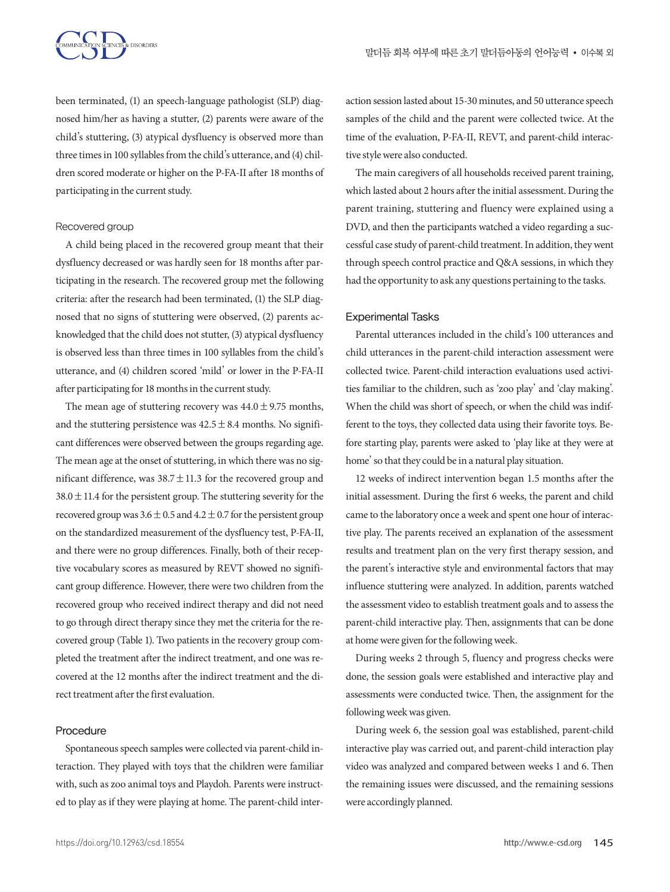been terminated, (1) an speech-language pathologist (SLP) diagnosed him/her as having a stutter, (2) parents were aware of the child's stuttering, (3) atypical dysfluency is observed more than three times in 100 syllables from the child's utterance, and (4) children scored moderate or higher on the P-FA-II after 18 months of participating in the current study.

### Recovered group

A child being placed in the recovered group meant that their dysfluency decreased or was hardly seen for 18 months after participating in the research. The recovered group met the following criteria: after the research had been terminated, (1) the SLP diagnosed that no signs of stuttering were observed, (2) parents acknowledged that the child does not stutter, (3) atypical dysfluency is observed less than three times in 100 syllables from the child's utterance, and (4) children scored 'mild' or lower in the P-FA-II after participating for 18 months in the current study.

The mean age of stuttering recovery was $44.0 \pm 9.75$ months, and the stuttering persistence was $42.5 \pm 8.4$ months. No significant differences were observed between the groups regarding age. The mean age at the onset of stuttering, in which there was no significant difference, was $38.7 \pm 11.3$ for the recovered group and $38.0 \pm 11.4$ for the persistent group. The stuttering severity for the recovered group was $3.6 \pm 0.5$ and $4.2 \pm 0.7$ for the persistent group on the standardized measurement of the dysfluency test, P-FA-II, and there were no group differences. Finally, both of their receptive vocabulary scores as measured by REVT showed no significant group difference. However, there were two children from the recovered group who received indirect therapy and did not need to go through direct therapy since they met the criteria for the recovered group (Table 1). Two patients in the recovery group completed the treatment after the indirect treatment, and one was recovered at the 12 months after the indirect treatment and the direct treatment after the first evaluation.

### Procedure

Spontaneous speech samples were collected via parent-child interaction. They played with toys that the children were familiar with, such as zoo animal toys and Playdoh. Parents were instructed to play as if they were playing at home. The parent-child interaction session lasted about 15-30 minutes, and 50 utterance speech samples of the child and the parent were collected twice. At the time of the evaluation, P-FA-II, REVT, and parent-child interactive style were also conducted.

The main caregivers of all households received parent training, which lasted about 2 hours after the initial assessment. During the parent training, stuttering and fluency were explained using a DVD, and then the participants watched a video regarding a successful case study of parent-child treatment. In addition, they went through speech control practice and Q&A sessions, in which they had the opportunity to ask any questions pertaining to the tasks.

### Experimental Tasks

Parental utterances included in the child's 100 utterances and child utterances in the parent-child interaction assessment were collected twice. Parent-child interaction evaluations used activities familiar to the children, such as 'zoo play' and 'clay making'. When the child was short of speech, or when the child was indifferent to the toys, they collected data using their favorite toys. Before starting play, parents were asked to 'play like at they were at home' so that they could be in a natural play situation.

12 weeks of indirect intervention began 1.5 months after the initial assessment. During the first 6 weeks, the parent and child came to the laboratory once a week and spent one hour of interactive play. The parents received an explanation of the assessment results and treatment plan on the very first therapy session, and the parent's interactive style and environmental factors that may influence stuttering were analyzed. In addition, parents watched the assessment video to establish treatment goals and to assess the parent-child interactive play. Then, assignments that can be done at home were given for the following week.

During weeks 2 through 5, fluency and progress checks were done, the session goals were established and interactive play and assessments were conducted twice. Then, the assignment for the following week was given.

During week 6, the session goal was established, parent-child interactive play was carried out, and parent-child interaction play video was analyzed and compared between weeks 1 and 6. Then the remaining issues were discussed, and the remaining sessions were accordingly planned.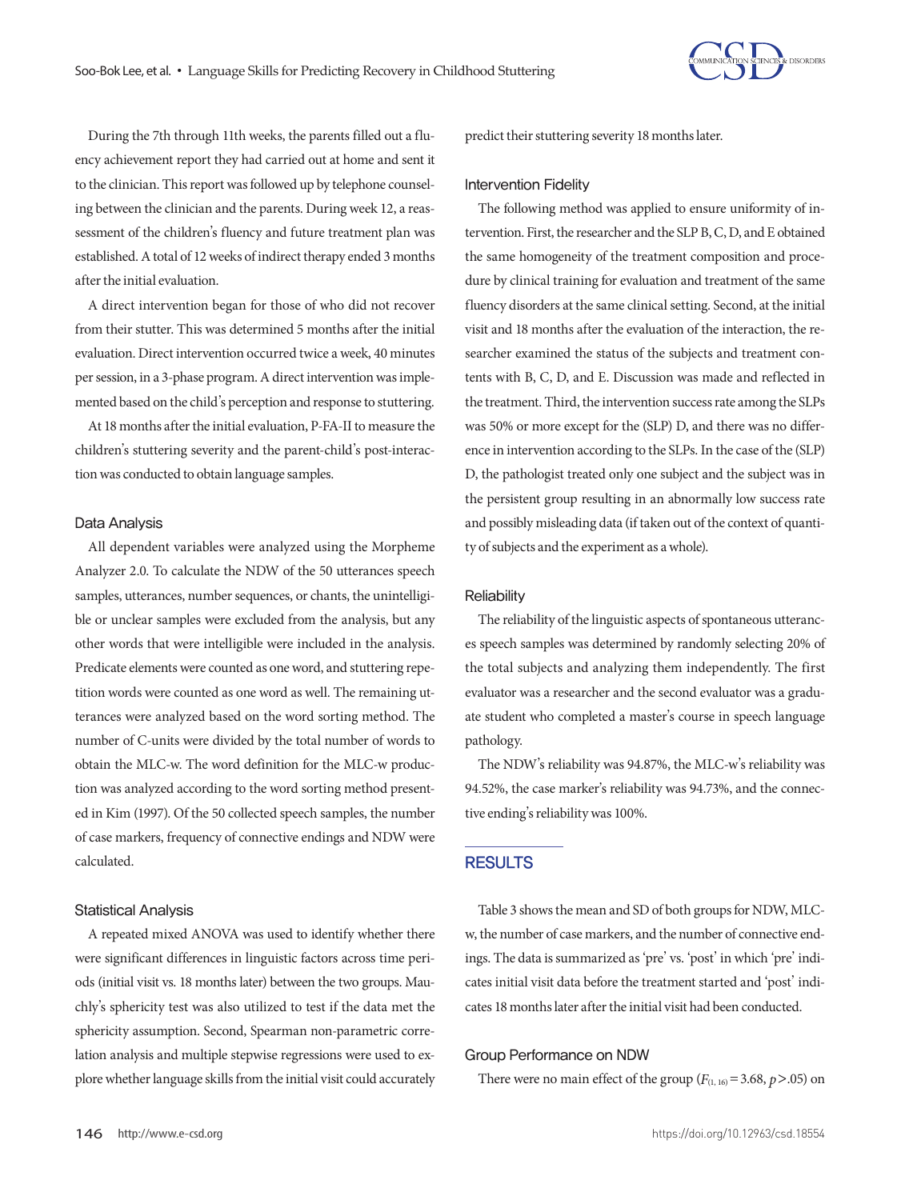During the 7th through 11th weeks, the parents filled out a fluency achievement report they had carried out at home and sent it to the clinician. This report was followed up by telephone counseling between the clinician and the parents. During week 12, a reassessment of the children's fluency and future treatment plan was established. A total of 12 weeks of indirect therapy ended 3 months after the initial evaluation.

A direct intervention began for those of who did not recover from their stutter. This was determined 5 months after the initial evaluation. Direct intervention occurred twice a week, 40 minutes per session, in a 3-phase program. A direct intervention was implemented based on the child's perception and response to stuttering.

At 18 months after the initial evaluation, P-FA-II to measure the children's stuttering severity and the parent-child's post-interaction was conducted to obtain language samples.

### Data Analysis

All dependent variables were analyzed using the Morpheme Analyzer 2.0. To calculate the NDW of the 50 utterances speech samples, utterances, number sequences, or chants, the unintelligible or unclear samples were excluded from the analysis, but any other words that were intelligible were included in the analysis. Predicate elements were counted as one word, and stuttering repetition words were counted as one word as well. The remaining utterances were analyzed based on the word sorting method. The number of C-units were divided by the total number of words to obtain the MLC-w. The word definition for the MLC-w production was analyzed according to the word sorting method presented in Kim (1997). Of the 50 collected speech samples, the number of case markers, frequency of connective endings and NDW were calculated.

### Statistical Analysis

A repeated mixed ANOVA was used to identify whether there were significant differences in linguistic factors across time periods (initial visit vs. 18 months later) between the two groups. Mauchly's sphericity test was also utilized to test if the data met the sphericity assumption. Second, Spearman non-parametric correlation analysis and multiple stepwise regressions were used to explore whether language skills from the initial visit could accurately predict their stuttering severity 18 months later.

### Intervention Fidelity

The following method was applied to ensure uniformity of intervention. First, the researcher and the SLP B, C, D, and E obtained the same homogeneity of the treatment composition and procedure by clinical training for evaluation and treatment of the same fluency disorders at the same clinical setting. Second, at the initial visit and 18 months after the evaluation of the interaction, the researcher examined the status of the subjects and treatment contents with B, C, D, and E. Discussion was made and reflected in the treatment. Third, the intervention success rate among the SLPs was 50% or more except for the (SLP) D, and there was no difference in intervention according to the SLPs. In the case of the (SLP) D, the pathologist treated only one subject and the subject was in the persistent group resulting in an abnormally low success rate and possibly misleading data (if taken out of the context of quantity of subjects and the experiment as a whole).

### Reliability

The reliability of the linguistic aspects of spontaneous utterances speech samples was determined by randomly selecting 20% of the total subjects and analyzing them independently. The first evaluator was a researcher and the second evaluator was a graduate student who completed a master's course in speech language pathology.

The NDW's reliability was 94.87%, the MLC-w's reliability was 94.52%, the case marker's reliability was 94.73%, and the connective ending's reliability was 100%.

## RESULTS

Table 3 shows the mean and SD of both groups for NDW, MLC-w, the number of case markers, and the number of connective endings. The data is summarized as 'pre' vs. 'post' in which 'pre' indicates initial visit data before the treatment started and 'post' indicates 18 months later after the initial visit had been conducted.

### Group Performance on NDW

There were no main effect of the group ($F_{(1, 16)}=3.68$, $p>.05$) on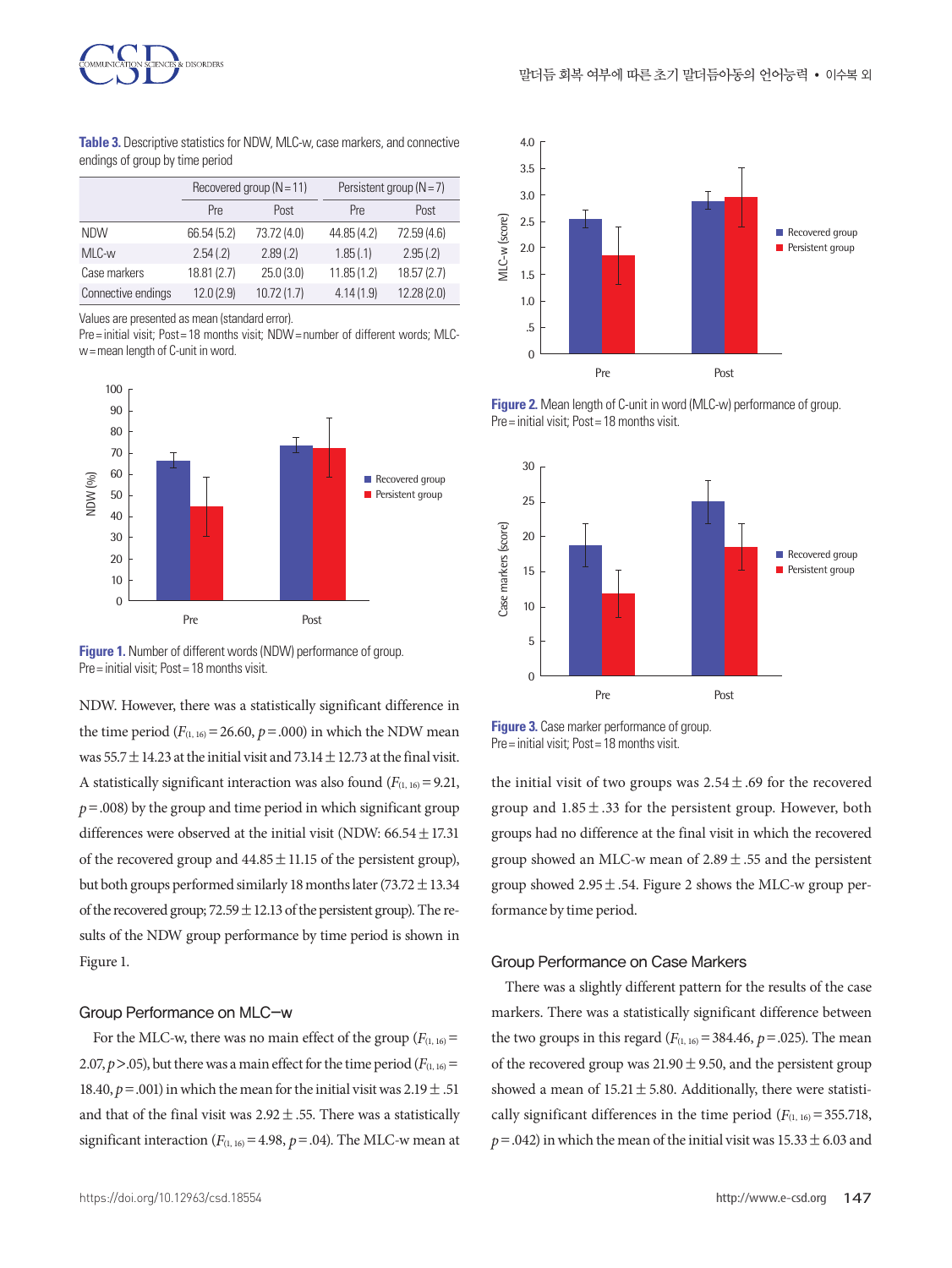**Table 3.** Descriptive statistics for NDW, MLC-w, case markers, and connective endings of group by time period

| | Recovered group (N=11) | | Persistent group (N=7) | |
|---|---|---|---|---|
| | Pre | Post | Pre | Post |
| NDW | 66.54 (5.2) | 73.72 (4.0) | 44.85 (4.2) | 72.59 (4.6) |
| MLC-w | 2.54 (.2) | 2.89 (.2) | 1.85 (.1) | 2.95 (.2) |
| Case markers | 18.81 (2.7) | 25.0 (3.0) | 11.85 (1.2) | 18.57 (2.7) |
| Connective endings | 12.0 (2.9) | 10.72 (1.7) | 4.14 (1.9) | 12.28 (2.0) |

Values are presented as mean (standard error).
Pre=initial visit; Post=18 months visit; NDW=number of different words; MLC-w=mean length of C-unit in word.

**Figure 1.** Number of different words (NDW) performance of group. Pre=initial visit; Post=18 months visit.

NDW. However, there was a statistically significant difference in the time period ($F_{(1, 16)}$=26.60, $p$=.000) in which the NDW mean was 55.7±14.23 at the initial visit and 73.14±12.73 at the final visit. A statistically significant interaction was also found ($F_{(1, 16)}$=9.21, $p$=.008) by the group and time period in which significant group differences were observed at the initial visit (NDW: 66.54±17.31 of the recovered group and 44.85±11.15 of the persistent group), but both groups performed similarly 18 months later (73.72±13.34 of the recovered group; 72.59±12.13 of the persistent group). The results of the NDW group performance by time period is shown in Figure 1.

### Group Performance on MLC–w

For the MLC-w, there was no main effect of the group ($F_{(1, 16)}$=2.07, $p$>.05), but there was a main effect for the time period ($F_{(1, 16)}$=18.40, $p$=.001) in which the mean for the initial visit was 2.19±.51 and that of the final visit was 2.92±.55. There was a statistically significant interaction ($F_{(1, 16)}$=4.98, $p$=.04). The MLC-w mean at the initial visit of two groups was 2.54±.69 for the recovered group and 1.85±.33 for the persistent group. However, both groups had no difference at the final visit in which the recovered group showed an MLC-w mean of 2.89±.55 and the persistent group showed 2.95±.54. Figure 2 shows the MLC-w group performance by time period.

**Figure 2.** Mean length of C-unit in word (MLC-w) performance of group. Pre=initial visit; Post=18 months visit.

**Figure 3.** Case marker performance of group. Pre=initial visit; Post=18 months visit.

### Group Performance on Case Markers

There was a slightly different pattern for the results of the case markers. There was a statistically significant difference between the two groups in this regard ($F_{(1, 16)}$=384.46, $p$=.025). The mean of the recovered group was 21.90±9.50, and the persistent group showed a mean of 15.21±5.80. Additionally, there were statistically significant differences in the time period ($F_{(1, 16)}$=355.718, $p$=.042) in which the mean of the initial visit was 15.33±6.03 and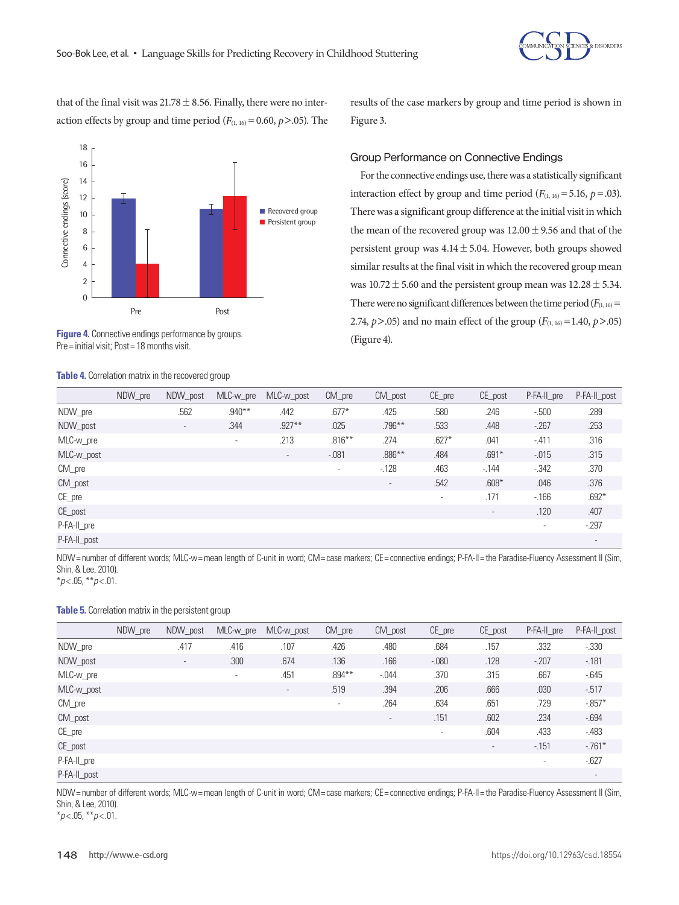that of the final visit was 21.78 ± 8.56. Finally, there were no interaction effects by group and time period ($F_{(1, 16)}$ = 0.60, $p$ > .05). The results of the case markers by group and time period is shown in Figure 3.

**Figure 4.** Connective endings performance by groups. Pre = initial visit; Post = 18 months visit.

### Group Performance on Connective Endings

For the connective endings use, there was a statistically significant interaction effect by group and time period ($F_{(1, 16)}$ = 5.16, $p$ = .03). There was a significant group difference at the initial visit in which the mean of the recovered group was 12.00 ± 9.56 and that of the persistent group was 4.14 ± 5.04. However, both groups showed similar results at the final visit in which the recovered group mean was 10.72 ± 5.60 and the persistent group mean was 12.28 ± 5.34. There were no significant differences between the time period ($F_{(1, 16)}$ = 2.74, $p$ > .05) and no main effect of the group ($F_{(1, 16)}$ = 1.40, $p$ > .05) (Figure 4).

**Table 4.** Correlation matrix in the recovered group

| | NDW_pre | NDW_post | MLC-w_pre | MLC-w_post | CM_pre | CM_post | CE_pre | CE_post | P-FA-II_pre | P-FA-II_post |
|---|---|---|---|---|---|---|---|---|---|---|
| NDW_pre | | .562 | .940** | .442 | .677* | .425 | .580 | .246 | -.500 | .289 |
| NDW_post | | - | .344 | .927** | .025 | .796** | .533 | .448 | -.267 | .253 |
| MLC-w_pre | | | - | .213 | .816** | .274 | .627* | .041 | -.411 | .316 |
| MLC-w_post | | | | - | -.081 | .886** | .484 | .691* | -.015 | .315 |
| CM_pre | | | | | - | -.128 | .463 | -.144 | -.342 | .370 |
| CM_post | | | | | | - | .542 | .608* | .046 | .376 |
| CE_pre | | | | | | | - | .171 | -.166 | .692* |
| CE_post | | | | | | | | - | .120 | .407 |
| P-FA-II_pre | | | | | | | | | - | -.297 |
| P-FA-II_post | | | | | | | | | | - |

NDW = number of different words; MLC-w = mean length of C-unit in word; CM = case markers; CE = connective endings; P-FA-II = the Paradise-Fluency Assessment II (Sim, Shin, & Lee, 2010).
*$p$ < .05, **$p$ < .01.

**Table 5.** Correlation matrix in the persistent group

| | NDW_pre | NDW_post | MLC-w_pre | MLC-w_post | CM_pre | CM_post | CE_pre | CE_post | P-FA-II_pre | P-FA-II_post |
|---|---|---|---|---|---|---|---|---|---|---|
| NDW_pre | | .417 | .416 | .107 | .426 | .480 | .684 | .157 | .332 | -.330 |
| NDW_post | | - | .300 | .674 | .136 | .166 | -.080 | .128 | -.207 | -.181 |
| MLC-w_pre | | | - | .451 | .894** | -.044 | .370 | .315 | .667 | -.645 |
| MLC-w_post | | | | - | .519 | .394 | .206 | .666 | .030 | -.517 |
| CM_pre | | | | | - | .264 | .634 | .651 | .729 | -.857* |
| CM_post | | | | | | - | .151 | .602 | .234 | -.694 |
| CE_pre | | | | | | | - | .604 | .433 | -.483 |
| CE_post | | | | | | | | - | -.151 | -.761* |
| P-FA-II_pre | | | | | | | | | - | -.627 |
| P-FA-II_post | | | | | | | | | | - |

NDW = number of different words; MLC-w = mean length of C-unit in word; CM = case markers; CE = connective endings; P-FA-II = the Paradise-Fluency Assessment II (Sim, Shin, & Lee, 2010).
*$p$ < .05, **$p$ < .01.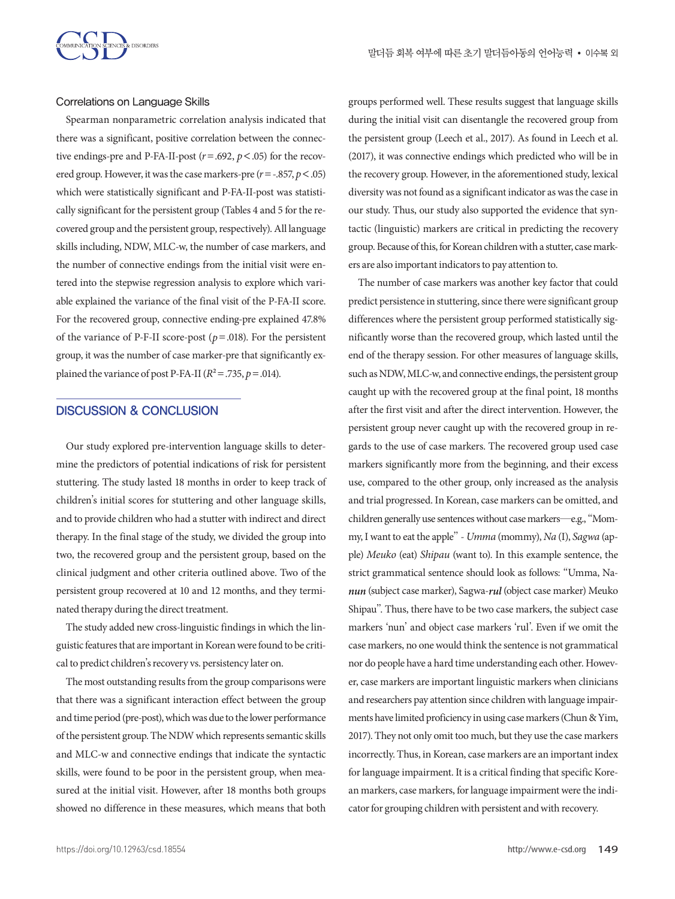### Correlations on Language Skills

Spearman nonparametric correlation analysis indicated that there was a significant, positive correlation between the connective endings-pre and P-FA-II-post ($r = .692$, $p < .05$) for the recovered group. However, it was the case markers-pre ($r = -.857$, $p < .05$) which were statistically significant and P-FA-II-post was statistically significant for the persistent group (Tables 4 and 5 for the recovered group and the persistent group, respectively). All language skills including, NDW, MLC-w, the number of case markers, and the number of connective endings from the initial visit were entered into the stepwise regression analysis to explore which variable explained the variance of the final visit of the P-FA-II score. For the recovered group, connective ending-pre explained 47.8% of the variance of P-F-II score-post ($p = .018$). For the persistent group, it was the number of case marker-pre that significantly explained the variance of post P-FA-II ($R^2 = .735$, $p = .014$).

## DISCUSSION & CONCLUSION

Our study explored pre-intervention language skills to determine the predictors of potential indications of risk for persistent stuttering. The study lasted 18 months in order to keep track of children's initial scores for stuttering and other language skills, and to provide children who had a stutter with indirect and direct therapy. In the final stage of the study, we divided the group into two, the recovered group and the persistent group, based on the clinical judgment and other criteria outlined above. Two of the persistent group recovered at 10 and 12 months, and they terminated therapy during the direct treatment.

The study added new cross-linguistic findings in which the linguistic features that are important in Korean were found to be critical to predict children's recovery vs. persistency later on.

The most outstanding results from the group comparisons were that there was a significant interaction effect between the group and time period (pre-post), which was due to the lower performance of the persistent group. The NDW which represents semantic skills and MLC-w and connective endings that indicate the syntactic skills, were found to be poor in the persistent group, when measured at the initial visit. However, after 18 months both groups showed no difference in these measures, which means that both groups performed well. These results suggest that language skills during the initial visit can disentangle the recovered group from the persistent group (Leech et al., 2017). As found in Leech et al. (2017), it was connective endings which predicted who will be in the recovery group. However, in the aforementioned study, lexical diversity was not found as a significant indicator as was the case in our study. Thus, our study also supported the evidence that syntactic (linguistic) markers are critical in predicting the recovery group. Because of this, for Korean children with a stutter, case markers are also important indicators to pay attention to.

The number of case markers was another key factor that could predict persistence in stuttering, since there were significant group differences where the persistent group performed statistically significantly worse than the recovered group, which lasted until the end of the therapy session. For other measures of language skills, such as NDW, MLC-w, and connective endings, the persistent group caught up with the recovered group at the final point, 18 months after the first visit and after the direct intervention. However, the persistent group never caught up with the recovered group in regards to the use of case markers. The recovered group used case markers significantly more from the beginning, and their excess use, compared to the other group, only increased as the analysis and trial progressed. In Korean, case markers can be omitted, and children generally use sentences without case markers—e.g., "Mommy, I want to eat the apple" - *Umma* (mommy), *Na* (I), *Sagwa* (apple) *Meuko* (eat) *Shipau* (want to). In this example sentence, the strict grammatical sentence should look as follows: "Umma, Na-***nun*** (subject case marker), Sagwa-***rul*** (object case marker) Meuko Shipau". Thus, there have to be two case markers, the subject case markers 'nun' and object case markers 'rul'. Even if we omit the case markers, no one would think the sentence is not grammatical nor do people have a hard time understanding each other. However, case markers are important linguistic markers when clinicians and researchers pay attention since children with language impairments have limited proficiency in using case markers (Chun & Yim, 2017). They not only omit too much, but they use the case markers incorrectly. Thus, in Korean, case markers are an important index for language impairment. It is a critical finding that specific Korean markers, case markers, for language impairment were the indicator for grouping children with persistent and with recovery.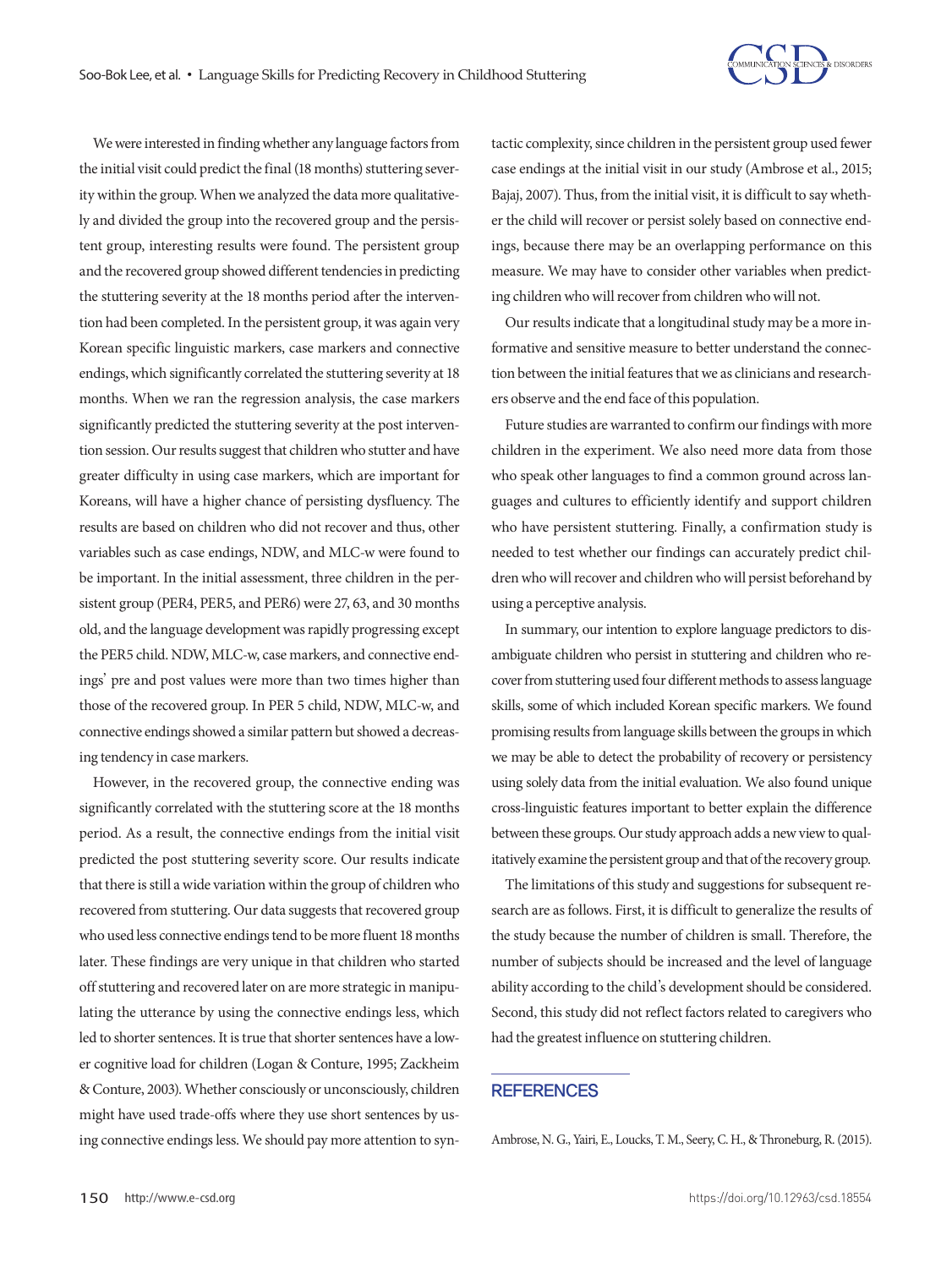We were interested in finding whether any language factors from the initial visit could predict the final (18 months) stuttering severity within the group. When we analyzed the data more qualitatively and divided the group into the recovered group and the persistent group, interesting results were found. The persistent group and the recovered group showed different tendencies in predicting the stuttering severity at the 18 months period after the intervention had been completed. In the persistent group, it was again very Korean specific linguistic markers, case markers and connective endings, which significantly correlated the stuttering severity at 18 months. When we ran the regression analysis, the case markers significantly predicted the stuttering severity at the post intervention session. Our results suggest that children who stutter and have greater difficulty in using case markers, which are important for Koreans, will have a higher chance of persisting dysfluency. The results are based on children who did not recover and thus, other variables such as case endings, NDW, and MLC-w were found to be important. In the initial assessment, three children in the persistent group (PER4, PER5, and PER6) were 27, 63, and 30 months old, and the language development was rapidly progressing except the PER5 child. NDW, MLC-w, case markers, and connective endings' pre and post values were more than two times higher than those of the recovered group. In PER 5 child, NDW, MLC-w, and connective endings showed a similar pattern but showed a decreasing tendency in case markers.

However, in the recovered group, the connective ending was significantly correlated with the stuttering score at the 18 months period. As a result, the connective endings from the initial visit predicted the post stuttering severity score. Our results indicate that there is still a wide variation within the group of children who recovered from stuttering. Our data suggests that recovered group who used less connective endings tend to be more fluent 18 months later. These findings are very unique in that children who started off stuttering and recovered later on are more strategic in manipulating the utterance by using the connective endings less, which led to shorter sentences. It is true that shorter sentences have a lower cognitive load for children (Logan & Conture, 1995; Zackheim & Conture, 2003). Whether consciously or unconsciously, children might have used trade-offs where they use short sentences by using connective endings less. We should pay more attention to syntactic complexity, since children in the persistent group used fewer case endings at the initial visit in our study (Ambrose et al., 2015; Bajaj, 2007). Thus, from the initial visit, it is difficult to say whether the child will recover or persist solely based on connective endings, because there may be an overlapping performance on this measure. We may have to consider other variables when predicting children who will recover from children who will not.

Our results indicate that a longitudinal study may be a more informative and sensitive measure to better understand the connection between the initial features that we as clinicians and researchers observe and the end face of this population.

Future studies are warranted to confirm our findings with more children in the experiment. We also need more data from those who speak other languages to find a common ground across languages and cultures to efficiently identify and support children who have persistent stuttering. Finally, a confirmation study is needed to test whether our findings can accurately predict children who will recover and children who will persist beforehand by using a perceptive analysis.

In summary, our intention to explore language predictors to disambiguate children who persist in stuttering and children who recover from stuttering used four different methods to assess language skills, some of which included Korean specific markers. We found promising results from language skills between the groups in which we may be able to detect the probability of recovery or persistency using solely data from the initial evaluation. We also found unique cross-linguistic features important to better explain the difference between these groups. Our study approach adds a new view to qualitatively examine the persistent group and that of the recovery group.

The limitations of this study and suggestions for subsequent research are as follows. First, it is difficult to generalize the results of the study because the number of children is small. Therefore, the number of subjects should be increased and the level of language ability according to the child's development should be considered. Second, this study did not reflect factors related to caregivers who had the greatest influence on stuttering children.

## REFERENCES

Ambrose, N. G., Yairi, E., Loucks, T. M., Seery, C. H., & Throneburg, R. (2015).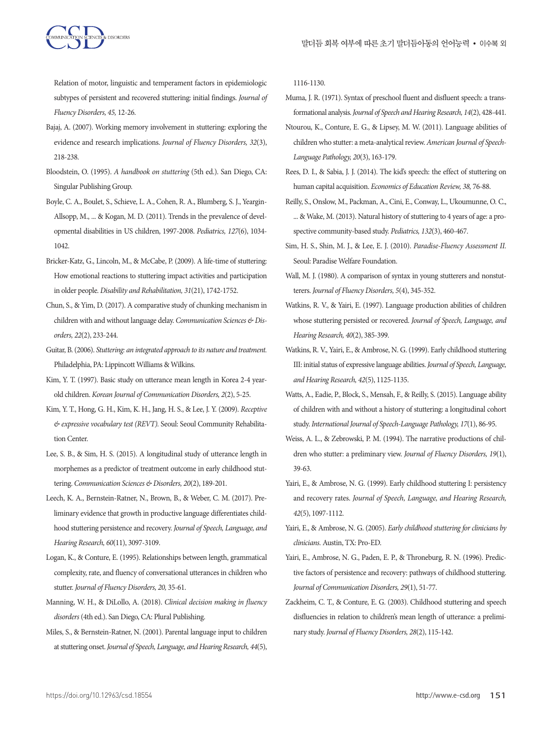Relation of motor, linguistic and temperament factors in epidemiologic subtypes of persistent and recovered stuttering: initial findings. *Journal of Fluency Disorders, 45,* 12-26.

Bajaj, A. (2007). Working memory involvement in stuttering: exploring the evidence and research implications. *Journal of Fluency Disorders, 32*(3), 218-238.

Bloodstein, O. (1995). *A handbook on stuttering* (5th ed.). San Diego, CA: Singular Publishing Group.

Boyle, C. A., Boulet, S., Schieve, L. A., Cohen, R. A., Blumberg, S. J., Yeargin-Allsopp, M., ... & Kogan, M. D. (2011). Trends in the prevalence of developmental disabilities in US children, 1997-2008. *Pediatrics, 127*(6), 1034-1042.

Bricker-Katz, G., Lincoln, M., & McCabe, P. (2009). A life-time of stuttering: How emotional reactions to stuttering impact activities and participation in older people. *Disability and Rehabilitation, 31*(21), 1742-1752.

Chun, S., & Yim, D. (2017). A comparative study of chunking mechanism in children with and without language delay. *Communication Sciences & Disorders, 22*(2), 233-244.

Guitar, B. (2006). *Stuttering: an integrated approach to its nature and treatment.* Philadelphia, PA: Lippincott Williams & Wilkins.

Kim, Y. T. (1997). Basic study on utterance mean length in Korea 2-4 year-old children. *Korean Journal of Communication Disorders, 2*(2), 5-25.

Kim, Y. T., Hong, G. H., Kim, K. H., Jang, H. S., & Lee, J. Y. (2009). *Receptive & expressive vocabulary test (REVT).* Seoul: Seoul Community Rehabilitation Center.

Lee, S. B., & Sim, H. S. (2015). A longitudinal study of utterance length in morphemes as a predictor of treatment outcome in early childhood stuttering. *Communication Sciences & Disorders, 20*(2), 189-201.

Leech, K. A., Bernstein-Ratner, N., Brown, B., & Weber, C. M. (2017). Preliminary evidence that growth in productive language differentiates childhood stuttering persistence and recovery. *Journal of Speech, Language, and Hearing Research, 60*(11), 3097-3109.

Logan, K., & Conture, E. (1995). Relationships between length, grammatical complexity, rate, and fluency of conversational utterances in children who stutter. *Journal of Fluency Disorders, 20,* 35-61.

Manning, W. H., & DiLollo, A. (2018). *Clinical decision making in fluency disorders* (4th ed.). San Diego, CA: Plural Publishing.

Miles, S., & Bernstein-Ratner, N. (2001). Parental language input to children at stuttering onset. *Journal of Speech, Language, and Hearing Research, 44*(5), 1116-1130.

Muma, J. R. (1971). Syntax of preschool fluent and disfluent speech: a transformational analysis. *Journal of Speech and Hearing Research, 14*(2), 428-441.

Ntourou, K., Conture, E. G., & Lipsey, M. W. (2011). Language abilities of children who stutter: a meta-analytical review. *American Journal of Speech-Language Pathology, 20*(3), 163-179.

Rees, D. I., & Sabia, J. J. (2014). The kid's speech: the effect of stuttering on human capital acquisition. *Economics of Education Review, 38,* 76-88.

Reilly, S., Onslow, M., Packman, A., Cini, E., Conway, L., Ukoumunne, O. C., ... & Wake, M. (2013). Natural history of stuttering to 4 years of age: a prospective community-based study. *Pediatrics, 132*(3), 460-467.

Sim, H. S., Shin, M. J., & Lee, E. J. (2010). *Paradise-Fluency Assessment II.* Seoul: Paradise Welfare Foundation.

Wall, M. J. (1980). A comparison of syntax in young stutterers and nonstutterers. *Journal of Fluency Disorders, 5*(4), 345-352.

Watkins, R. V., & Yairi, E. (1997). Language production abilities of children whose stuttering persisted or recovered. *Journal of Speech, Language, and Hearing Research, 40*(2), 385-399.

Watkins, R. V., Yairi, E., & Ambrose, N. G. (1999). Early childhood stuttering III: initial status of expressive language abilities. *Journal of Speech, Language, and Hearing Research, 42*(5), 1125-1135.

Watts, A., Eadie, P., Block, S., Mensah, F., & Reilly, S. (2015). Language ability of children with and without a history of stuttering: a longitudinal cohort study. *International Journal of Speech-Language Pathology, 17*(1), 86-95.

Weiss, A. L., & Zebrowski, P. M. (1994). The narrative productions of children who stutter: a preliminary view. *Journal of Fluency Disorders, 19*(1), 39-63.

Yairi, E., & Ambrose, N. G. (1999). Early childhood stuttering I: persistency and recovery rates. *Journal of Speech, Language, and Hearing Research, 42*(5), 1097-1112.

Yairi, E., & Ambrose, N. G. (2005). *Early childhood stuttering for clinicians by clinicians.* Austin, TX: Pro-ED.

Yairi, E., Ambrose, N. G., Paden, E. P., & Throneburg, R. N. (1996). Predictive factors of persistence and recovery: pathways of childhood stuttering. *Journal of Communication Disorders, 29*(1), 51-77.

Zackheim, C. T., & Conture, E. G. (2003). Childhood stuttering and speech disfluencies in relation to children's mean length of utterance: a preliminary study. *Journal of Fluency Disorders, 28*(2), 115-142.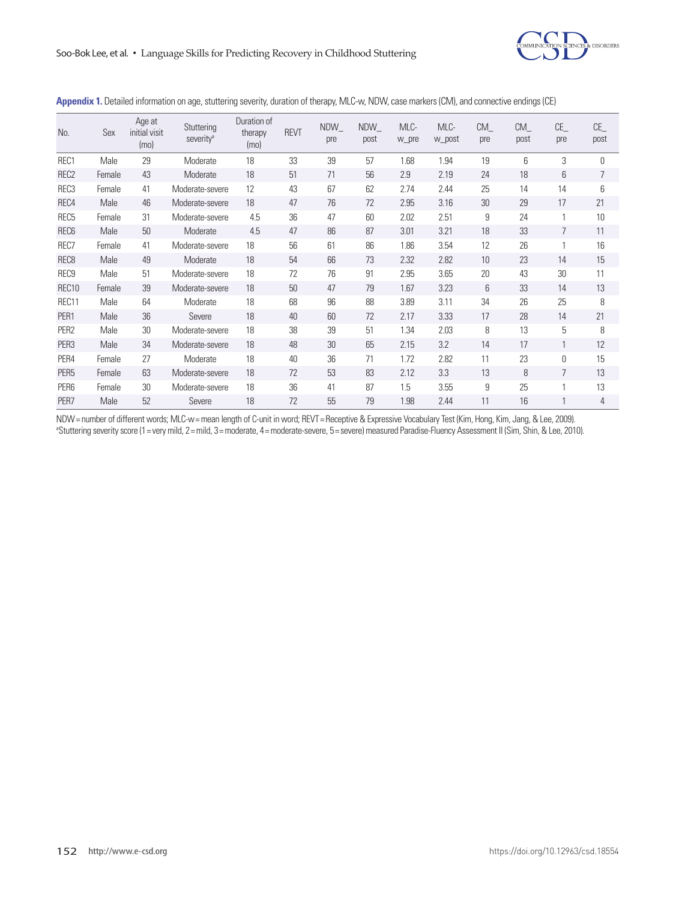**Appendix 1.** Detailed information on age, stuttering severity, duration of therapy, MLC-w, NDW, case markers (CM), and connective endings (CE)

| No. | Sex | Age at initial visit (mo) | Stuttering severity[a] | Duration of therapy (mo) | REVT | NDW_pre | NDW_post | MLC-w_pre | MLC-w_post | CM_pre | CM_post | CE_pre | CE_post |
|---|---|---|---|---|---|---|---|---|---|---|---|---|---|
| REC1 | Male | 29 | Moderate | 18 | 33 | 39 | 57 | 1.68 | 1.94 | 19 | 6 | 3 | 0 |
| REC2 | Female | 43 | Moderate | 18 | 51 | 71 | 56 | 2.9 | 2.19 | 24 | 18 | 6 | 7 |
| REC3 | Female | 41 | Moderate-severe | 12 | 43 | 67 | 62 | 2.74 | 2.44 | 25 | 14 | 14 | 6 |
| REC4 | Male | 46 | Moderate-severe | 18 | 47 | 76 | 72 | 2.95 | 3.16 | 30 | 29 | 17 | 21 |
| REC5 | Female | 31 | Moderate-severe | 4.5 | 36 | 47 | 60 | 2.02 | 2.51 | 9 | 24 | 1 | 10 |
| REC6 | Male | 50 | Moderate | 4.5 | 47 | 86 | 87 | 3.01 | 3.21 | 18 | 33 | 7 | 11 |
| REC7 | Female | 41 | Moderate-severe | 18 | 56 | 61 | 86 | 1.86 | 3.54 | 12 | 26 | 1 | 16 |
| REC8 | Male | 49 | Moderate | 18 | 54 | 66 | 73 | 2.32 | 2.82 | 10 | 23 | 14 | 15 |
| REC9 | Male | 51 | Moderate-severe | 18 | 72 | 76 | 91 | 2.95 | 3.65 | 20 | 43 | 30 | 11 |
| REC10 | Female | 39 | Moderate-severe | 18 | 50 | 47 | 79 | 1.67 | 3.23 | 6 | 33 | 14 | 13 |
| REC11 | Male | 64 | Moderate | 18 | 68 | 96 | 88 | 3.89 | 3.11 | 34 | 26 | 25 | 8 |
| PER1 | Male | 36 | Severe | 18 | 40 | 60 | 72 | 2.17 | 3.33 | 17 | 28 | 14 | 21 |
| PER2 | Male | 30 | Moderate-severe | 18 | 38 | 39 | 51 | 1.34 | 2.03 | 8 | 13 | 5 | 8 |
| PER3 | Male | 34 | Moderate-severe | 18 | 48 | 30 | 65 | 2.15 | 3.2 | 14 | 17 | 1 | 12 |
| PER4 | Female | 27 | Moderate | 18 | 40 | 36 | 71 | 1.72 | 2.82 | 11 | 23 | 0 | 15 |
| PER5 | Female | 63 | Moderate-severe | 18 | 72 | 53 | 83 | 2.12 | 3.3 | 13 | 8 | 7 | 13 |
| PER6 | Female | 30 | Moderate-severe | 18 | 36 | 41 | 87 | 1.5 | 3.55 | 9 | 25 | 1 | 13 |
| PER7 | Male | 52 | Severe | 18 | 72 | 55 | 79 | 1.98 | 2.44 | 11 | 16 | 1 | 4 |

NDW = number of different words; MLC-w = mean length of C-unit in word; REVT = Receptive & Expressive Vocabulary Test (Kim, Hong, Kim, Jang, & Lee, 2009).
[a]Stuttering severity score (1 = very mild, 2 = mild, 3 = moderate, 4 = moderate-severe, 5 = severe) measured Paradise-Fluency Assessment II (Sim, Shin, & Lee, 2010).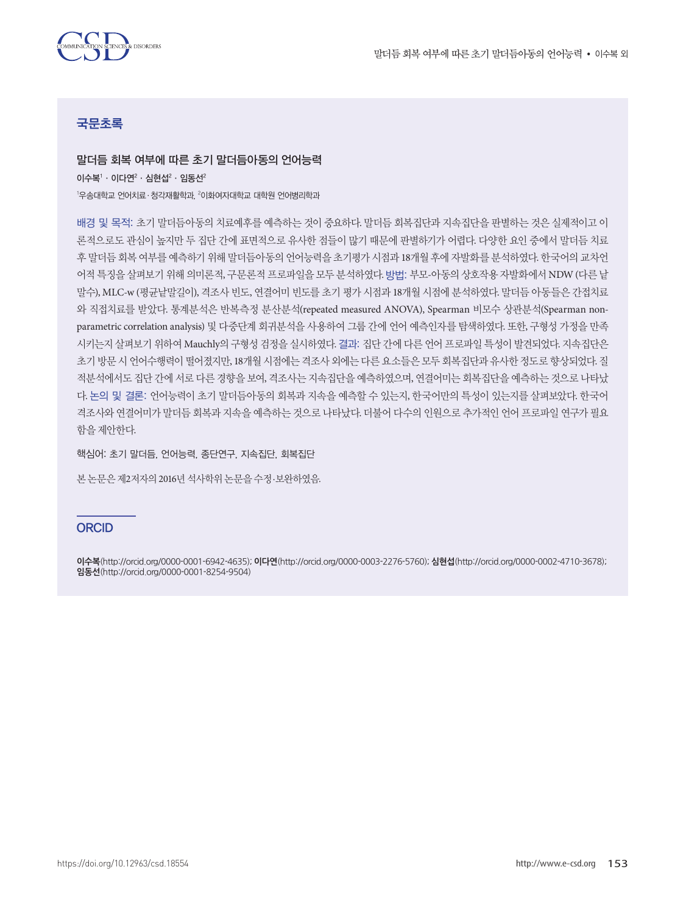## 국문초록

### 말더듬 회복 여부에 따른 초기 말더듬아동의 언어능력

**이수복[1] · 이다연[2] · 심현섭[2] · 임동선[2]**

[1]우송대학교 언어치료·청각재활학과, [2]이화여자대학교 대학원 언어병리학과

배경 및 목적: 초기 말더듬아동의 치료예후를 예측하는 것이 중요하다. 말더듬 회복집단과 지속집단을 판별하는 것은 실제적이고 이론적으로도 관심이 높지만 두 집단 간에 표면적으로 유사한 점들이 많기 때문에 판별하기가 어렵다. 다양한 요인 중에서 말더듬 치료 후 말더듬 회복 여부를 예측하기 위해 말더듬아동의 언어능력을 초기평가 시점과 18개월 후에 자발화를 분석하였다. 한국어의 교차언어적 특징을 살펴보기 위해 의미론적, 구문론적 프로파일을 모두 분석하였다. 방법: 부모-아동의 상호작용 자발화에서 NDW (다른 낱말수), MLC-w (평균낱말길이), 격조사 빈도, 연결어미 빈도를 초기 평가 시점과 18개월 시점에 분석하였다. 말더듬 아동들은 간접치료와 직접치료를 받았다. 통계분석은 반복측정 분산분석(repeated measured ANOVA), Spearman 비모수 상관분석(Spearman non-parametric correlation analysis) 및 다중단계 회귀분석을 사용하여 그룹 간에 언어 예측인자를 탐색하였다. 또한, 구형성 가정을 만족시키는지 살펴보기 위하여 Mauchly의 구형성 검정을 실시하였다. 결과: 집단 간에 다른 언어 프로파일 특성이 발견되었다. 지속집단은 초기 방문 시 언어수행력이 떨어졌지만, 18개월 시점에는 격조사 외에는 다른 요소들은 모두 회복집단과 유사한 정도로 향상되었다. 질적분석에서도 집단 간에 서로 다른 경향을 보여, 격조사는 지속집단을 예측하였으며, 연결어미는 회복집단을 예측하는 것으로 나타났다. 논의 및 결론: 언어능력이 초기 말더듬아동의 회복과 지속을 예측할 수 있는지, 한국어만의 특성이 있는지를 살펴보았다. 한국어 격조사와 연결어미가 말더듬 회복과 지속을 예측하는 것으로 나타났다. 더불어 다수의 인원으로 추가적인 언어 프로파일 연구가 필요함을 제안한다.

핵심어: 초기 말더듬, 언어능력, 종단연구, 지속집단, 회복집단

본 논문은 제2저자의 2016년 석사학위 논문을 수정·보완하였음.

## ORCID

**이수복**(http://orcid.org/0000-0001-6942-4635); **이다연**(http://orcid.org/0000-0003-2276-5760); **심현섭**(http://orcid.org/0000-0002-4710-3678); **임동선**(http://orcid.org/0000-0001-8254-9504)